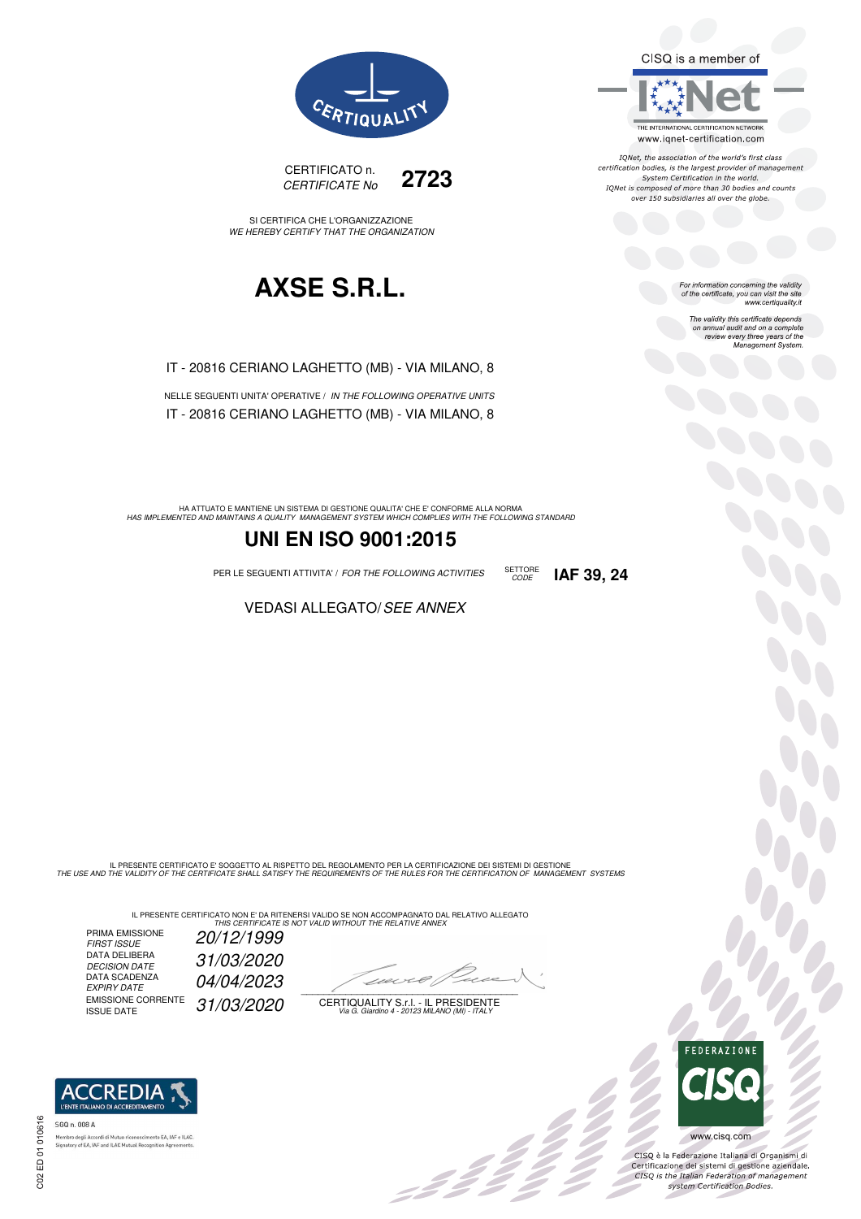CERTIQUALITY

CERTIFICATO n. **2723**
*CERTIFICATE No*

SI CERTIFICA CHE L'ORGANIZZAZIONE
*WE HEREBY CERTIFY THAT THE ORGANIZATION*

# AXSE S.R.L.

IT - 20816 CERIANO LAGHETTO (MB) - VIA MILANO, 8

NELLE SEGUENTI UNITA' OPERATIVE / *IN THE FOLLOWING OPERATIVE UNITS*
IT - 20816 CERIANO LAGHETTO (MB) - VIA MILANO, 8

HA ATTUATO E MANTIENE UN SISTEMA DI GESTIONE QUALITA' CHE E' CONFORME ALLA NORMA
*HAS IMPLEMENTED AND MAINTAINS A QUALITY MANAGEMENT SYSTEM WHICH COMPLIES WITH THE FOLLOWING STANDARD*

## UNI EN ISO 9001:2015

PER LE SEGUENTI ATTIVITA' / *FOR THE FOLLOWING ACTIVITIES* SETTORE *CODE* **IAF 39, 24**

VEDASI ALLEGATO/ *SEE ANNEX*

CISQ is a member of IQNet
THE INTERNATIONAL CERTIFICATION NETWORK
www.iqnet-certification.com

*IQNet, the association of the world's first class certification bodies, is the largest provider of management System Certification in the world. IQNet is composed of more than 30 bodies and counts over 150 subsidiaries all over the globe.*

*For information concerning the validity of the certificate, you can visit the site www.certiquality.it*

*The validity this certificate depends on annual audit and on a complete review every three years of the Management System.*

IL PRESENTE CERTIFICATO E' SOGGETTO AL RISPETTO DEL REGOLAMENTO PER LA CERTIFICAZIONE DEI SISTEMI DI GESTIONE
*THE USE AND THE VALIDITY OF THE CERTIFICATE SHALL SATISFY THE REQUIREMENTS OF THE RULES FOR THE CERTIFICATION OF MANAGEMENT SYSTEMS*

IL PRESENTE CERTIFICATO NON E' DA RITENERSI VALIDO SE NON ACCOMPAGNATO DAL RELATIVO ALLEGATO
*THIS CERTIFICATE IS NOT VALID WITHOUT THE RELATIVE ANNEX*

PRIMA EMISSIONE / *FIRST ISSUE*: *20/12/1999*
DATA DELIBERA / *DECISION DATE*: *31/03/2020*
DATA SCADENZA / *EXPIRY DATE*: *04/04/2023*
EMISSIONE CORRENTE / ISSUE DATE: *31/03/2020*

CERTIQUALITY S.r.l. - IL PRESIDENTE
*Via G. Giardino 4 - 20123 MILANO (MI) - ITALY*

ACCREDIA L'ENTE ITALIANO DI ACCREDITAMENTO
SGQ n. 008 A
Membro degli Accordi di Mutuo riconoscimento EA, IAF e ILAC.
Signatory of EA, IAF and ILAC Mutual Recognition Agreements.

FEDERAZIONE CISQ
www.cisq.com

CISQ è la Federazione Italiana di Organismi di Certificazione dei sistemi di gestione aziendale.
*CISQ is the Italian Federation of management system Certification Bodies.*

C02 ED 01 010616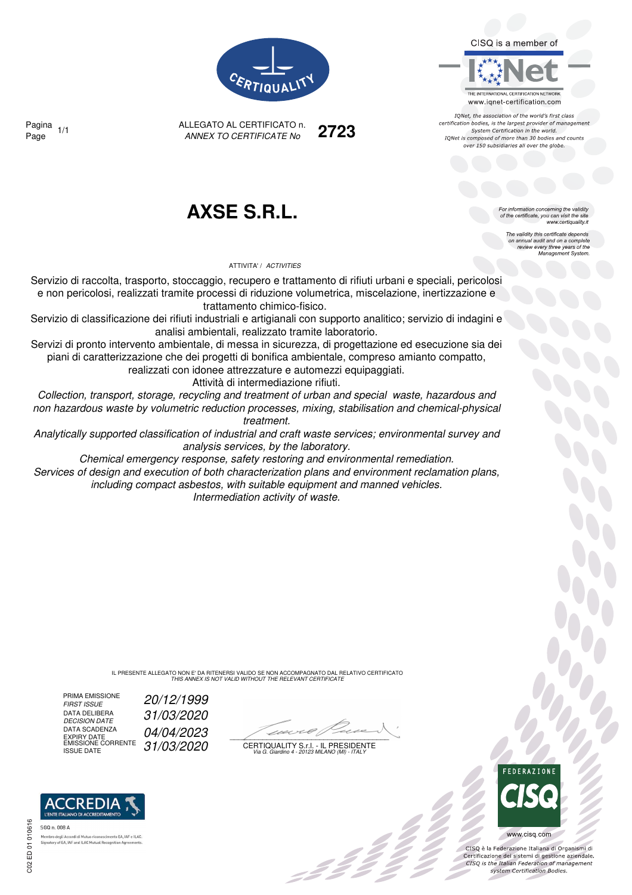CERTIQUALITY

CISQ is a member of

IQNet

THE INTERNATIONAL CERTIFICATION NETWORK
www.iqnet-certification.com

*IQNet, the association of the world's first class certification bodies, is the largest provider of management System Certification in the world. IQNet is composed of more than 30 bodies and counts over 150 subsidiaries all over the globe.*

Pagina
Page 1/1

ALLEGATO AL CERTIFICATO n.
*ANNEX TO CERTIFICATE No* **2723**

# AXSE S.R.L.

*For information concerning the validity of the certificate, you can visit the site www.certiquality.it*

*The validity this certificate depends on annual audit and on a complete review every three years of the Management System.*

ATTIVITA' / *ACTIVITIES*

Servizio di raccolta, trasporto, stoccaggio, recupero e trattamento di rifiuti urbani e speciali, pericolosi e non pericolosi, realizzati tramite processi di riduzione volumetrica, miscelazione, inertizzazione e trattamento chimico-fisico.
Servizio di classificazione dei rifiuti industriali e artigianali con supporto analitico; servizio di indagini e analisi ambientali, realizzato tramite laboratorio.
Servizi di pronto intervento ambientale, di messa in sicurezza, di progettazione ed esecuzione sia dei piani di caratterizzazione che dei progetti di bonifica ambientale, compreso amianto compatto, realizzati con idonee attrezzature e automezzi equipaggiati.
Attività di intermediazione rifiuti.

*Collection, transport, storage, recycling and treatment of urban and special waste, hazardous and non hazardous waste by volumetric reduction processes, mixing, stabilisation and chemical-physical treatment.*
*Analytically supported classification of industrial and craft waste services; environmental survey and analysis services, by the laboratory.*
*Chemical emergency response, safety restoring and environmental remediation.*
*Services of design and execution of both characterization plans and environment reclamation plans, including compact asbestos, with suitable equipment and manned vehicles.*
*Intermediation activity of waste.*

IL PRESENTE ALLEGATO NON E' DA RITENERSI VALIDO SE NON ACCOMPAGNATO DAL RELATIVO CERTIFICATO
*THIS ANNEX IS NOT VALID WITHOUT THE RELEVANT CERTIFICATE*

| | |
|---|---|
| PRIMA EMISSIONE / *FIRST ISSUE* | *20/12/1999* |
| DATA DELIBERA / *DECISION DATE* | *31/03/2020* |
| DATA SCADENZA / *EXPIRY DATE* | *04/04/2023* |
| EMISSIONE CORRENTE / *ISSUE DATE* | *31/03/2020* |

CERTIQUALITY S.r.l. - IL PRESIDENTE
*Via G. Giardino 4 - 20123 MILANO (MI) - ITALY*

ACCREDIA
L'ENTE ITALIANO DI ACCREDITAMENTO
SGQ n. 008 A
Membro degli Accordi di Mutuo riconoscimento EA, IAF e ILAC.
Signatory of EA, IAF and ILAC Mutual Recognition Agreements.

FEDERAZIONE CISQ
www.cisq.com

CISQ è la Federazione Italiana di Organismi di Certificazione dei sistemi di gestione aziendale.
*CISQ is the Italian Federation of management system Certification Bodies.*

C02 ED 01 010616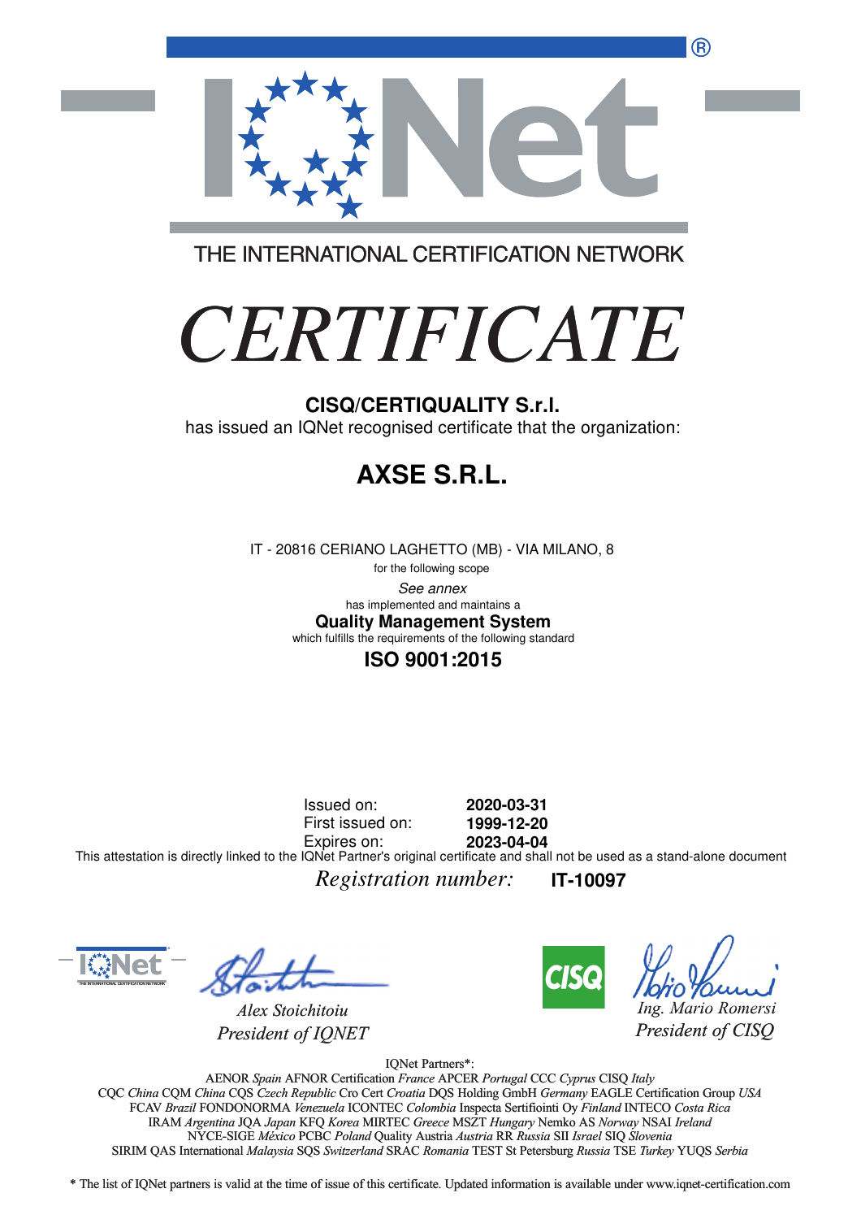THE INTERNATIONAL CERTIFICATION NETWORK

# CERTIFICATE

**CISQ/CERTIQUALITY S.r.l.**

has issued an IQNet recognised certificate that the organization:

## AXSE S.R.L.

IT - 20816 CERIANO LAGHETTO (MB) - VIA MILANO, 8

for the following scope

*See annex*

has implemented and maintains a

**Quality Management System**

which fulfills the requirements of the following standard

**ISO 9001:2015**

Issued on: **2020-03-31**
First issued on: **1999-12-20**
Expires on: **2023-04-04**

This attestation is directly linked to the IQNet Partner's original certificate and shall not be used as a stand-alone document

*Registration number:* **IT-10097**

*Alex Stoichitoiu*
*President of IQNET*

*Ing. Mario Romersi*
*President of CISQ*

IQNet Partners*:

AENOR *Spain* AFNOR Certification *France* APCER *Portugal* CCC *Cyprus* CISQ *Italy*
CQC *China* CQM *China* CQS *Czech Republic* Cro Cert *Croatia* DQS Holding GmbH *Germany* EAGLE Certification Group *USA*
FCAV *Brazil* FONDONORMA *Venezuela* ICONTEC *Colombia* Inspecta Sertifiointi Oy *Finland* INTECO *Costa Rica*
IRAM *Argentina* JQA *Japan* KFQ *Korea* MIRTEC *Greece* MSZT *Hungary* Nemko AS *Norway* NSAI *Ireland*
NYCE-SIGE *México* PCBC *Poland* Quality Austria *Austria* RR *Russia* SII *Israel* SIQ *Slovenia*
SIRIM QAS International *Malaysia* SQS *Switzerland* SRAC *Romania* TEST St Petersburg *Russia* TSE *Turkey* YUQS *Serbia*

* The list of IQNet partners is valid at the time of issue of this certificate. Updated information is available under www.iqnet-certification.com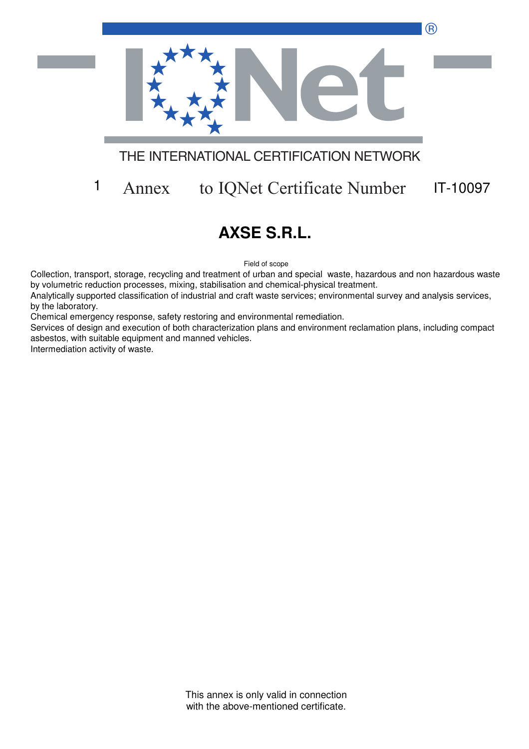# IQNet

THE INTERNATIONAL CERTIFICATION NETWORK

1 Annex to IQNet Certificate Number IT-10097

## AXSE S.R.L.

Field of scope

Collection, transport, storage, recycling and treatment of urban and special waste, hazardous and non hazardous waste by volumetric reduction processes, mixing, stabilisation and chemical-physical treatment.
Analytically supported classification of industrial and craft waste services; environmental survey and analysis services, by the laboratory.
Chemical emergency response, safety restoring and environmental remediation.
Services of design and execution of both characterization plans and environment reclamation plans, including compact asbestos, with suitable equipment and manned vehicles.
Intermediation activity of waste.

This annex is only valid in connection with the above-mentioned certificate.